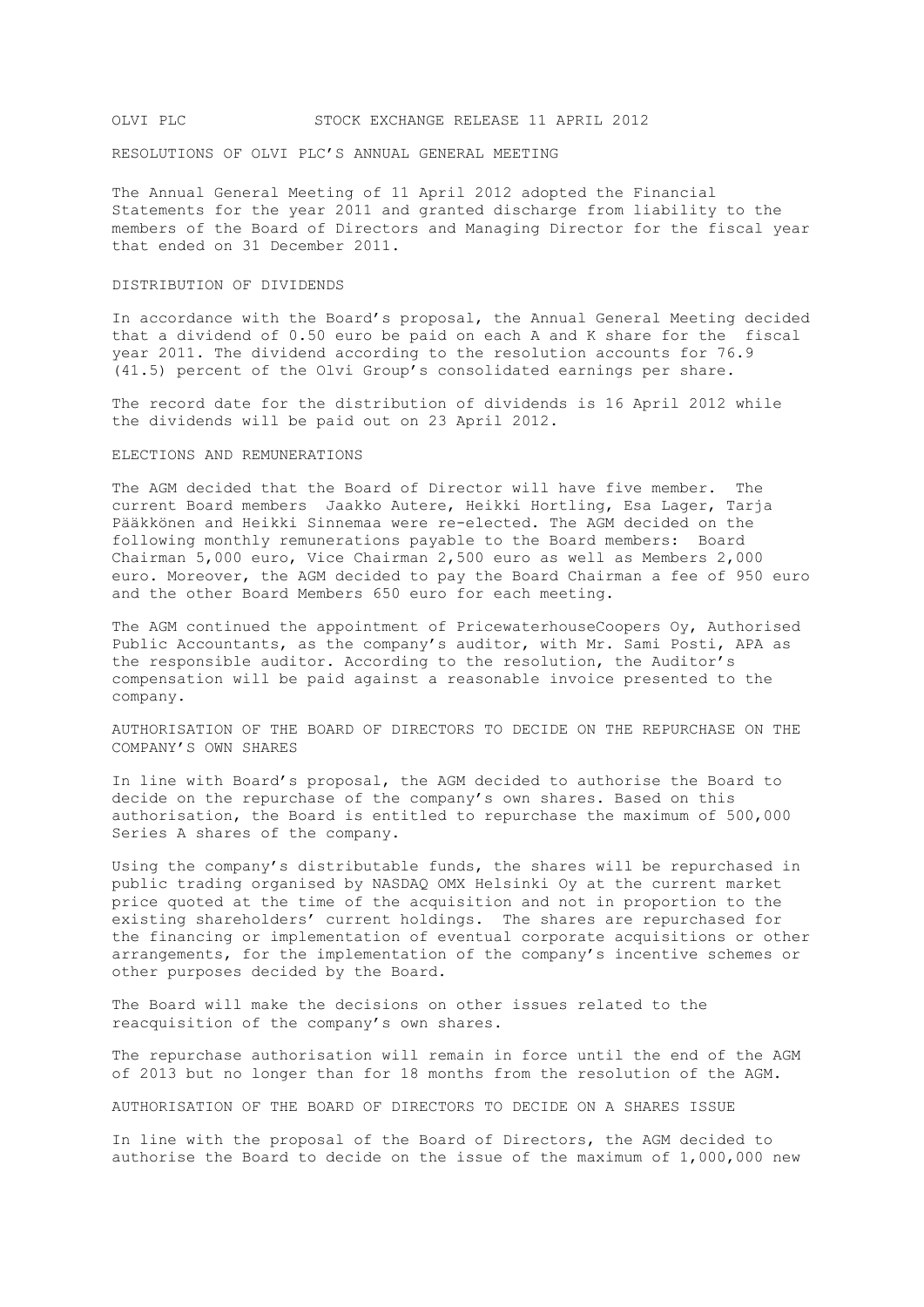OLVI PLC STOCK EXCHANGE RELEASE 11 APRIL 2012

# RESOLUTIONS OF OLVI PLC'S ANNUAL GENERAL MEETING

The Annual General Meeting of 11 April 2012 adopted the Financial Statements for the year 2011 and granted discharge from liability to the members of the Board of Directors and Managing Director for the fiscal year that ended on 31 December 2011.

## DISTRIBUTION OF DIVIDENDS

In accordance with the Board's proposal, the Annual General Meeting decided that a dividend of 0.50 euro be paid on each A and K share for the fiscal year 2011. The dividend according to the resolution accounts for 76.9 (41.5) percent of the Olvi Group's consolidated earnings per share.

The record date for the distribution of dividends is 16 April 2012 while the dividends will be paid out on 23 April 2012.

## ELECTIONS AND REMUNERATIONS

The AGM decided that the Board of Director will have five member. The current Board members Jaakko Autere, Heikki Hortling, Esa Lager, Tarja Pääkkönen and Heikki Sinnemaa were re-elected. The AGM decided on the following monthly remunerations payable to the Board members: Board Chairman 5,000 euro, Vice Chairman 2,500 euro as well as Members 2,000 euro. Moreover, the AGM decided to pay the Board Chairman a fee of 950 euro and the other Board Members 650 euro for each meeting.

The AGM continued the appointment of PricewaterhouseCoopers Oy, Authorised Public Accountants, as the company's auditor, with Mr. Sami Posti, APA as the responsible auditor. According to the resolution, the Auditor's compensation will be paid against a reasonable invoice presented to the company.

## AUTHORISATION OF THE BOARD OF DIRECTORS TO DECIDE ON THE REPURCHASE ON THE COMPANY'S OWN SHARES

In line with Board's proposal, the AGM decided to authorise the Board to decide on the repurchase of the company's own shares. Based on this authorisation, the Board is entitled to repurchase the maximum of 500,000 Series A shares of the company.

Using the company's distributable funds, the shares will be repurchased in public trading organised by NASDAQ OMX Helsinki Oy at the current market price quoted at the time of the acquisition and not in proportion to the existing shareholders' current holdings. The shares are repurchased for the financing or implementation of eventual corporate acquisitions or other arrangements, for the implementation of the company's incentive schemes or other purposes decided by the Board.

The Board will make the decisions on other issues related to the reacquisition of the company's own shares.

The repurchase authorisation will remain in force until the end of the AGM of 2013 but no longer than for 18 months from the resolution of the AGM.

## AUTHORISATION OF THE BOARD OF DIRECTORS TO DECIDE ON A SHARES ISSUE

In line with the proposal of the Board of Directors, the AGM decided to authorise the Board to decide on the issue of the maximum of 1,000,000 new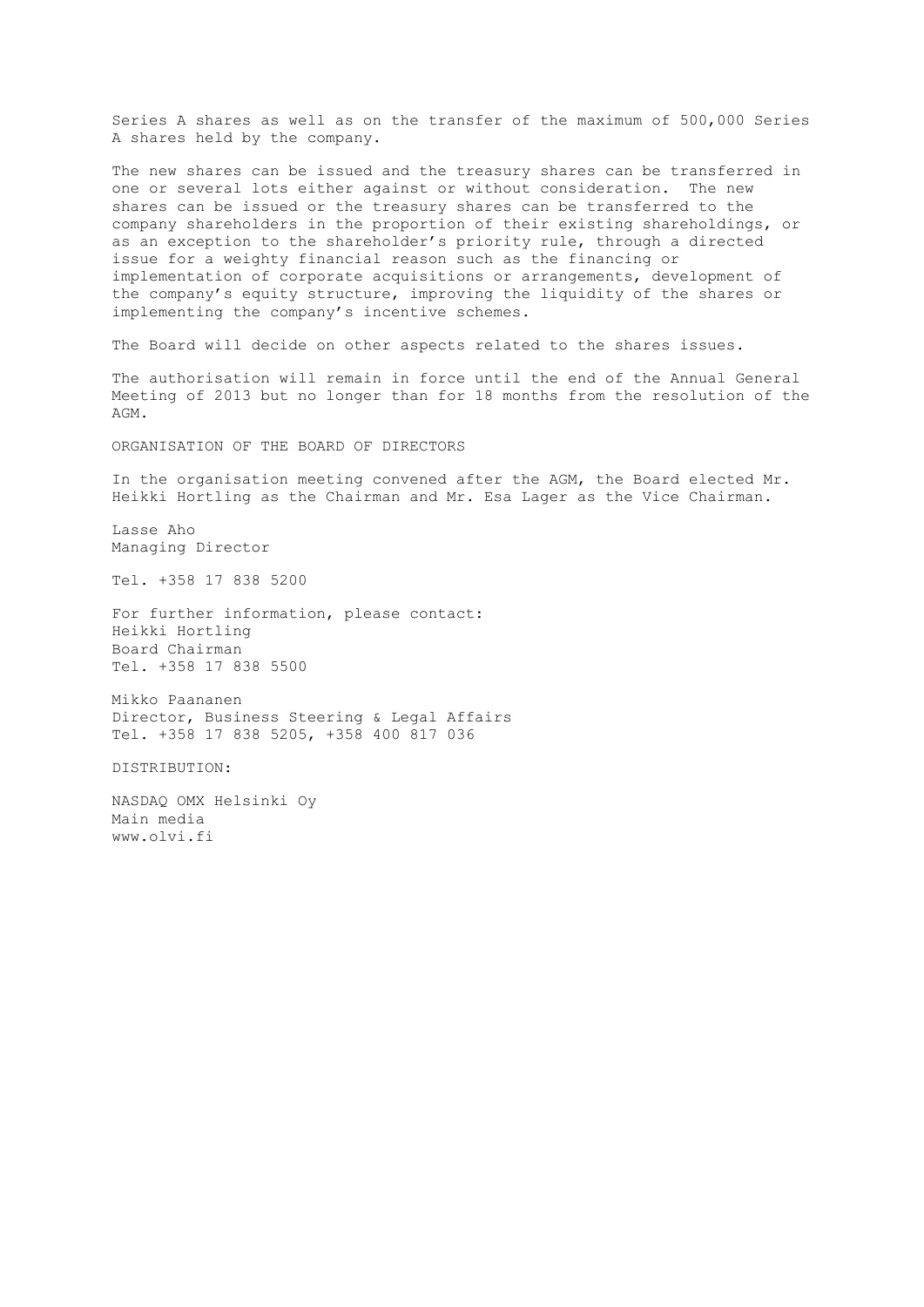Series A shares as well as on the transfer of the maximum of 500,000 Series A shares held by the company.

The new shares can be issued and the treasury shares can be transferred in one or several lots either against or without consideration. The new shares can be issued or the treasury shares can be transferred to the company shareholders in the proportion of their existing shareholdings, or as an exception to the shareholder's priority rule, through a directed issue for a weighty financial reason such as the financing or implementation of corporate acquisitions or arrangements, development of the company's equity structure, improving the liquidity of the shares or implementing the company's incentive schemes.

The Board will decide on other aspects related to the shares issues.

The authorisation will remain in force until the end of the Annual General Meeting of 2013 but no longer than for 18 months from the resolution of the AGM.

ORGANISATION OF THE BOARD OF DIRECTORS

In the organisation meeting convened after the AGM, the Board elected Mr. Heikki Hortling as the Chairman and Mr. Esa Lager as the Vice Chairman.

Lasse Aho
Managing Director

Tel. +358 17 838 5200

For further information, please contact:
Heikki Hortling
Board Chairman
Tel. +358 17 838 5500

Mikko Paananen
Director, Business Steering & Legal Affairs
Tel. +358 17 838 5205, +358 400 817 036

DISTRIBUTION:

NASDAQ OMX Helsinki Oy
Main media
www.olvi.fi